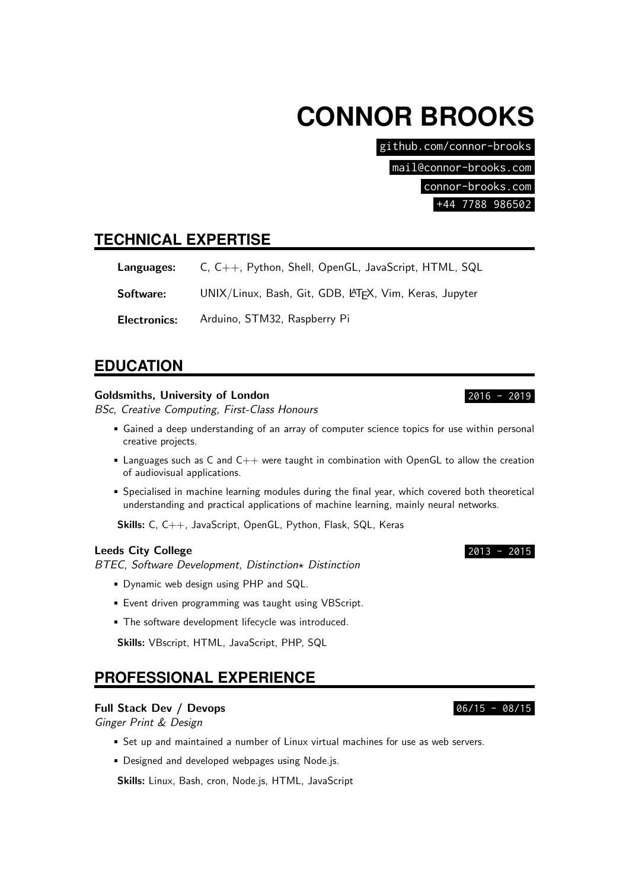# CONNOR BROOKS

github.com/connor-brooks

mail@connor-brooks.com

connor-brooks.com

+44 7788 986502

## TECHNICAL EXPERTISE

**Languages:** C, C++, Python, Shell, OpenGL, JavaScript, HTML, SQL

**Software:** UNIX/Linux, Bash, Git, GDB, LaTeX, Vim, Keras, Jupyter

**Electronics:** Arduino, STM32, Raspberry Pi

## EDUCATION

**Goldsmiths, University of London** 2016 - 2019

*BSc, Creative Computing, First-Class Honours*

- Gained a deep understanding of an array of computer science topics for use within personal creative projects.
- Languages such as C and C++ were taught in combination with OpenGL to allow the creation of audiovisual applications.
- Specialised in machine learning modules during the final year, which covered both theoretical understanding and practical applications of machine learning, mainly neural networks.

**Skills:** C, C++, JavaScript, OpenGL, Python, Flask, SQL, Keras

**Leeds City College** 2013 - 2015

*BTEC, Software Development, Distinction⋆ Distinction*

- Dynamic web design using PHP and SQL.
- Event driven programming was taught using VBScript.
- The software development lifecycle was introduced.

**Skills:** VBscript, HTML, JavaScript, PHP, SQL

## PROFESSIONAL EXPERIENCE

**Full Stack Dev / Devops** 06/15 - 08/15

*Ginger Print & Design*

- Set up and maintained a number of Linux virtual machines for use as web servers.
- Designed and developed webpages using Node.js.

**Skills:** Linux, Bash, cron, Node.js, HTML, JavaScript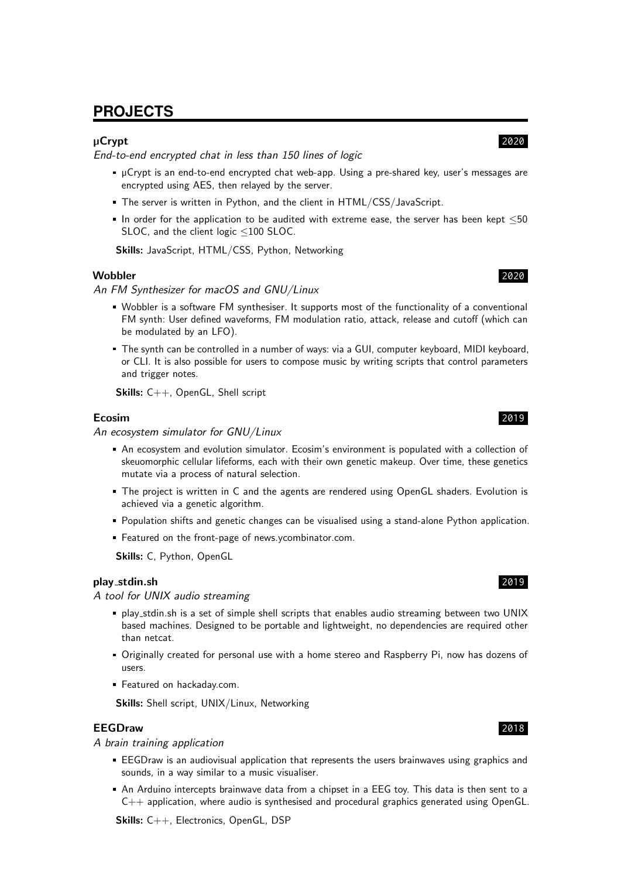## PROJECTS

**µCrypt** 2020

*End-to-end encrypted chat in less than 150 lines of logic*

- µCrypt is an end-to-end encrypted chat web-app. Using a pre-shared key, user's messages are encrypted using AES, then relayed by the server.
- The server is written in Python, and the client in HTML/CSS/JavaScript.
- In order for the application to be audited with extreme ease, the server has been kept $\leq$50 SLOC, and the client logic $\leq$100 SLOC.

**Skills:** JavaScript, HTML/CSS, Python, Networking

**Wobbler** 2020

*An FM Synthesizer for macOS and GNU/Linux*

- Wobbler is a software FM synthesiser. It supports most of the functionality of a conventional FM synth: User defined waveforms, FM modulation ratio, attack, release and cutoff (which can be modulated by an LFO).
- The synth can be controlled in a number of ways: via a GUI, computer keyboard, MIDI keyboard, or CLI. It is also possible for users to compose music by writing scripts that control parameters and trigger notes.

**Skills:** C++, OpenGL, Shell script

**Ecosim** 2019

*An ecosystem simulator for GNU/Linux*

- An ecosystem and evolution simulator. Ecosim's environment is populated with a collection of skeuomorphic cellular lifeforms, each with their own genetic makeup. Over time, these genetics mutate via a process of natural selection.
- The project is written in C and the agents are rendered using OpenGL shaders. Evolution is achieved via a genetic algorithm.
- Population shifts and genetic changes can be visualised using a stand-alone Python application.
- Featured on the front-page of news.ycombinator.com.

**Skills:** C, Python, OpenGL

**play_stdin.sh** 2019

*A tool for UNIX audio streaming*

- play_stdin.sh is a set of simple shell scripts that enables audio streaming between two UNIX based machines. Designed to be portable and lightweight, no dependencies are required other than netcat.
- Originally created for personal use with a home stereo and Raspberry Pi, now has dozens of users.
- Featured on hackaday.com.

**Skills:** Shell script, UNIX/Linux, Networking

**EEGDraw** 2018

*A brain training application*

- EEGDraw is an audiovisual application that represents the users brainwaves using graphics and sounds, in a way similar to a music visualiser.
- An Arduino intercepts brainwave data from a chipset in a EEG toy. This data is then sent to a C++ application, where audio is synthesised and procedural graphics generated using OpenGL.

**Skills:** C++, Electronics, OpenGL, DSP